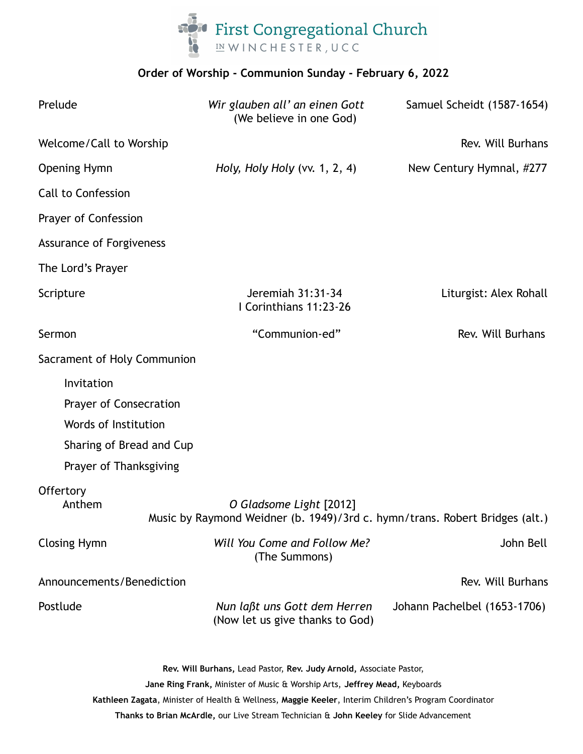# First Congregational Church IN WINCHESTER, UCC

**Order of Worship - Communion Sunday - February 6, 2022**

| | | |
|---|---|---|
| Prelude | *Wir glauben all' an einen Gott* (We believe in one God) | Samuel Scheidt (1587-1654) |
| Welcome/Call to Worship | | Rev. Will Burhans |
| Opening Hymn | *Holy, Holy Holy* (vv. 1, 2, 4) | New Century Hymnal, #277 |
| Call to Confession | | |
| Prayer of Confession | | |
| Assurance of Forgiveness | | |
| The Lord's Prayer | | |
| Scripture | Jeremiah 31:31-34<br>I Corinthians 11:23-26 | Liturgist: Alex Rohall |
| Sermon | "Communion-ed" | Rev. Will Burhans |

Sacrament of Holy Communion

- Invitation
- Prayer of Consecration
- Words of Institution
- Sharing of Bread and Cup
- Prayer of Thanksgiving

Offertory

Anthem — *O Gladsome Light* [2012]
Music by Raymond Weidner (b. 1949)/3rd c. hymn/trans. Robert Bridges (alt.)

| | | |
|---|---|---|
| Closing Hymn | *Will You Come and Follow Me?* (The Summons) | John Bell |
| Announcements/Benediction | | Rev. Will Burhans |
| Postlude | *Nun laßt uns Gott dem Herren* (Now let us give thanks to God) | Johann Pachelbel (1653-1706) |

**Rev. Will Burhans,** Lead Pastor, **Rev. Judy Arnold,** Associate Pastor,
**Jane Ring Frank,** Minister of Music & Worship Arts, **Jeffrey Mead,** Keyboards
**Kathleen Zagata**, Minister of Health & Wellness, **Maggie Keeler**, Interim Children's Program Coordinator
**Thanks to Brian McArdle,** our Live Stream Technician & **John Keeley** for Slide Advancement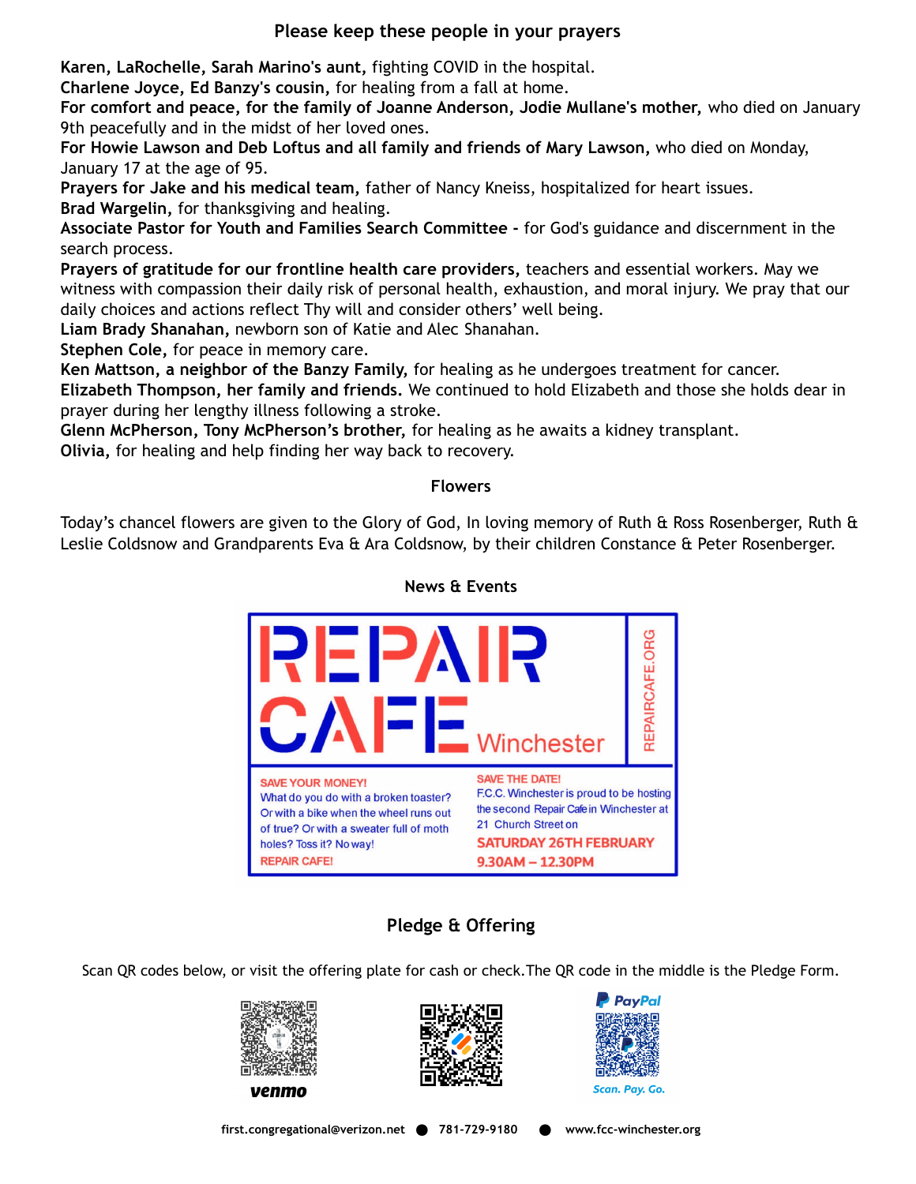## Please keep these people in your prayers

**Karen, LaRochelle, Sarah Marino's aunt,** fighting COVID in the hospital.
**Charlene Joyce, Ed Banzy's cousin,** for healing from a fall at home.
**For comfort and peace, for the family of Joanne Anderson, Jodie Mullane's mother,** who died on January 9th peacefully and in the midst of her loved ones.
**For Howie Lawson and Deb Loftus and all family and friends of Mary Lawson,** who died on Monday, January 17 at the age of 95.
**Prayers for Jake and his medical team,** father of Nancy Kneiss, hospitalized for heart issues.
**Brad Wargelin,** for thanksgiving and healing.
**Associate Pastor for Youth and Families Search Committee -** for God's guidance and discernment in the search process.
**Prayers of gratitude for our frontline health care providers,** teachers and essential workers. May we witness with compassion their daily risk of personal health, exhaustion, and moral injury. We pray that our daily choices and actions reflect Thy will and consider others' well being.
**Liam Brady Shanahan,** newborn son of Katie and Alec Shanahan.
**Stephen Cole,** for peace in memory care.
**Ken Mattson, a neighbor of the Banzy Family,** for healing as he undergoes treatment for cancer.
**Elizabeth Thompson, her family and friends.** We continued to hold Elizabeth and those she holds dear in prayer during her lengthy illness following a stroke.
**Glenn McPherson, Tony McPherson's brother,** for healing as he awaits a kidney transplant.
**Olivia,** for healing and help finding her way back to recovery.

## Flowers

Today's chancel flowers are given to the Glory of God, In loving memory of Ruth & Ross Rosenberger, Ruth & Leslie Coldsnow and Grandparents Eva & Ara Coldsnow, by their children Constance & Peter Rosenberger.

## News & Events

REPAIR CAFE Winchester

REPAIRCAFE.ORG

SAVE YOUR MONEY!
What do you do with a broken toaster? Or with a bike when the wheel runs out of true? Or with a sweater full of moth holes? Toss it? No way!
REPAIR CAFE!

SAVE THE DATE!
F.C.C. Winchester is proud to be hosting the second Repair Cafe in Winchester at 21 Church Street on
SATURDAY 26TH FEBRUARY
9.30AM – 12.30PM

## Pledge & Offering

Scan QR codes below, or visit the offering plate for cash or check. The QR code in the middle is the Pledge Form.

venmo

PayPal
Scan. Pay. Go.

first.congregational@verizon.net ● 781-729-9180 ● www.fcc-winchester.org